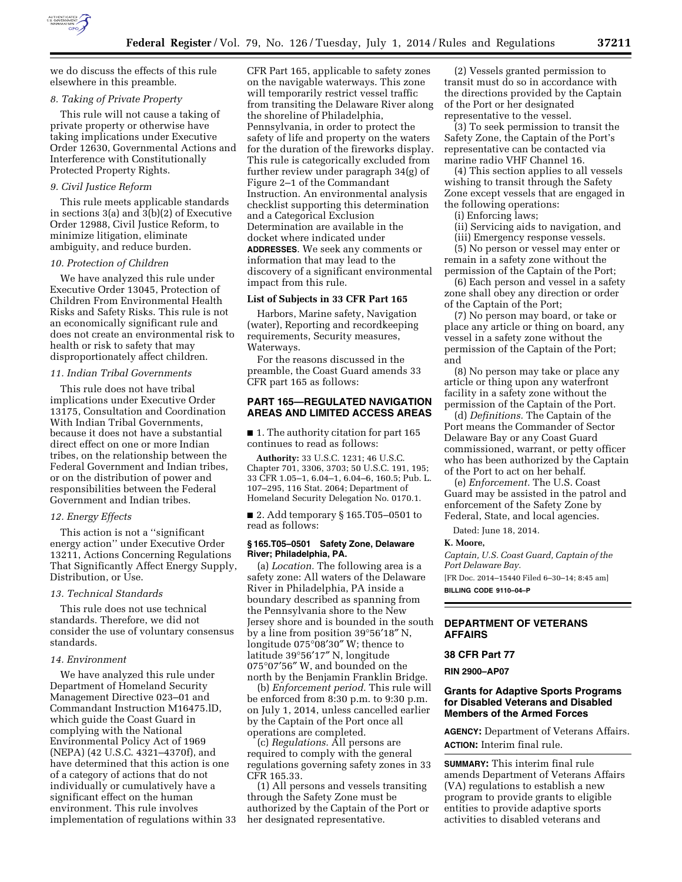we do discuss the effects of this rule elsewhere in this preamble.

*8. Taking of Private Property*

This rule will not cause a taking of private property or otherwise have taking implications under Executive Order 12630, Governmental Actions and Interference with Constitutionally Protected Property Rights.

*9. Civil Justice Reform*

This rule meets applicable standards in sections 3(a) and 3(b)(2) of Executive Order 12988, Civil Justice Reform, to minimize litigation, eliminate ambiguity, and reduce burden.

*10. Protection of Children*

We have analyzed this rule under Executive Order 13045, Protection of Children From Environmental Health Risks and Safety Risks. This rule is not an economically significant rule and does not create an environmental risk to health or risk to safety that may disproportionately affect children.

*11. Indian Tribal Governments*

This rule does not have tribal implications under Executive Order 13175, Consultation and Coordination With Indian Tribal Governments, because it does not have a substantial direct effect on one or more Indian tribes, on the relationship between the Federal Government and Indian tribes, or on the distribution of power and responsibilities between the Federal Government and Indian tribes.

*12. Energy Effects*

This action is not a ''significant energy action'' under Executive Order 13211, Actions Concerning Regulations That Significantly Affect Energy Supply, Distribution, or Use.

*13. Technical Standards*

This rule does not use technical standards. Therefore, we did not consider the use of voluntary consensus standards.

*14. Environment*

We have analyzed this rule under Department of Homeland Security Management Directive 023–01 and Commandant Instruction M16475.lD, which guide the Coast Guard in complying with the National Environmental Policy Act of 1969 (NEPA) (42 U.S.C. 4321–4370f), and have determined that this action is one of a category of actions that do not individually or cumulatively have a significant effect on the human environment. This rule involves implementation of regulations within 33 CFR Part 165, applicable to safety zones on the navigable waterways. This zone will temporarily restrict vessel traffic from transiting the Delaware River along the shoreline of Philadelphia, Pennsylvania, in order to protect the safety of life and property on the waters for the duration of the fireworks display. This rule is categorically excluded from further review under paragraph 34(g) of Figure 2–1 of the Commandant Instruction. An environmental analysis checklist supporting this determination and a Categorical Exclusion Determination are available in the docket where indicated under **ADDRESSES**. We seek any comments or information that may lead to the discovery of a significant environmental impact from this rule.

**List of Subjects in 33 CFR Part 165**

Harbors, Marine safety, Navigation (water), Reporting and recordkeeping requirements, Security measures, Waterways.

For the reasons discussed in the preamble, the Coast Guard amends 33 CFR part 165 as follows:

## PART 165—REGULATED NAVIGATION AREAS AND LIMITED ACCESS AREAS

■ 1. The authority citation for part 165 continues to read as follows:

**Authority:** 33 U.S.C. 1231; 46 U.S.C. Chapter 701, 3306, 3703; 50 U.S.C. 191, 195; 33 CFR 1.05–1, 6.04–1, 6.04–6, 160.5; Pub. L. 107–295, 116 Stat. 2064; Department of Homeland Security Delegation No. 0170.1.

■ 2. Add temporary § 165.T05–0501 to read as follows:

**§ 165.T05–0501 Safety Zone, Delaware River; Philadelphia, PA.**

(a) *Location.* The following area is a safety zone: All waters of the Delaware River in Philadelphia, PA inside a boundary described as spanning from the Pennsylvania shore to the New Jersey shore and is bounded in the south by a line from position 39°56′18″ N, longitude 075°08′30″ W; thence to latitude 39°56′17″ N, longitude 075°07′56″ W, and bounded on the north by the Benjamin Franklin Bridge.

(b) *Enforcement period.* This rule will be enforced from 8:30 p.m. to 9:30 p.m. on July 1, 2014, unless cancelled earlier by the Captain of the Port once all operations are completed.

(c) *Regulations.* All persons are required to comply with the general regulations governing safety zones in 33 CFR 165.33.

(1) All persons and vessels transiting through the Safety Zone must be authorized by the Captain of the Port or her designated representative.

(2) Vessels granted permission to transit must do so in accordance with the directions provided by the Captain of the Port or her designated representative to the vessel.

(3) To seek permission to transit the Safety Zone, the Captain of the Port's representative can be contacted via marine radio VHF Channel 16.

(4) This section applies to all vessels wishing to transit through the Safety Zone except vessels that are engaged in the following operations:

(i) Enforcing laws;

(ii) Servicing aids to navigation, and

(iii) Emergency response vessels.

(5) No person or vessel may enter or remain in a safety zone without the permission of the Captain of the Port;

(6) Each person and vessel in a safety zone shall obey any direction or order of the Captain of the Port;

(7) No person may board, or take or place any article or thing on board, any vessel in a safety zone without the permission of the Captain of the Port; and

(8) No person may take or place any article or thing upon any waterfront facility in a safety zone without the permission of the Captain of the Port.

(d) *Definitions.* The Captain of the Port means the Commander of Sector Delaware Bay or any Coast Guard commissioned, warrant, or petty officer who has been authorized by the Captain of the Port to act on her behalf.

(e) *Enforcement.* The U.S. Coast Guard may be assisted in the patrol and enforcement of the Safety Zone by Federal, State, and local agencies.

Dated: June 18, 2014.

**K. Moore,**

*Captain, U.S. Coast Guard, Captain of the Port Delaware Bay.*

[FR Doc. 2014–15440 Filed 6–30–14; 8:45 am]

**BILLING CODE 9110–04–P**

---

## DEPARTMENT OF VETERANS AFFAIRS

### 38 CFR Part 77

**RIN 2900–AP07**

### Grants for Adaptive Sports Programs for Disabled Veterans and Disabled Members of the Armed Forces

**AGENCY:** Department of Veterans Affairs.

**ACTION:** Interim final rule.

**SUMMARY:** This interim final rule amends Department of Veterans Affairs (VA) regulations to establish a new program to provide grants to eligible entities to provide adaptive sports activities to disabled veterans and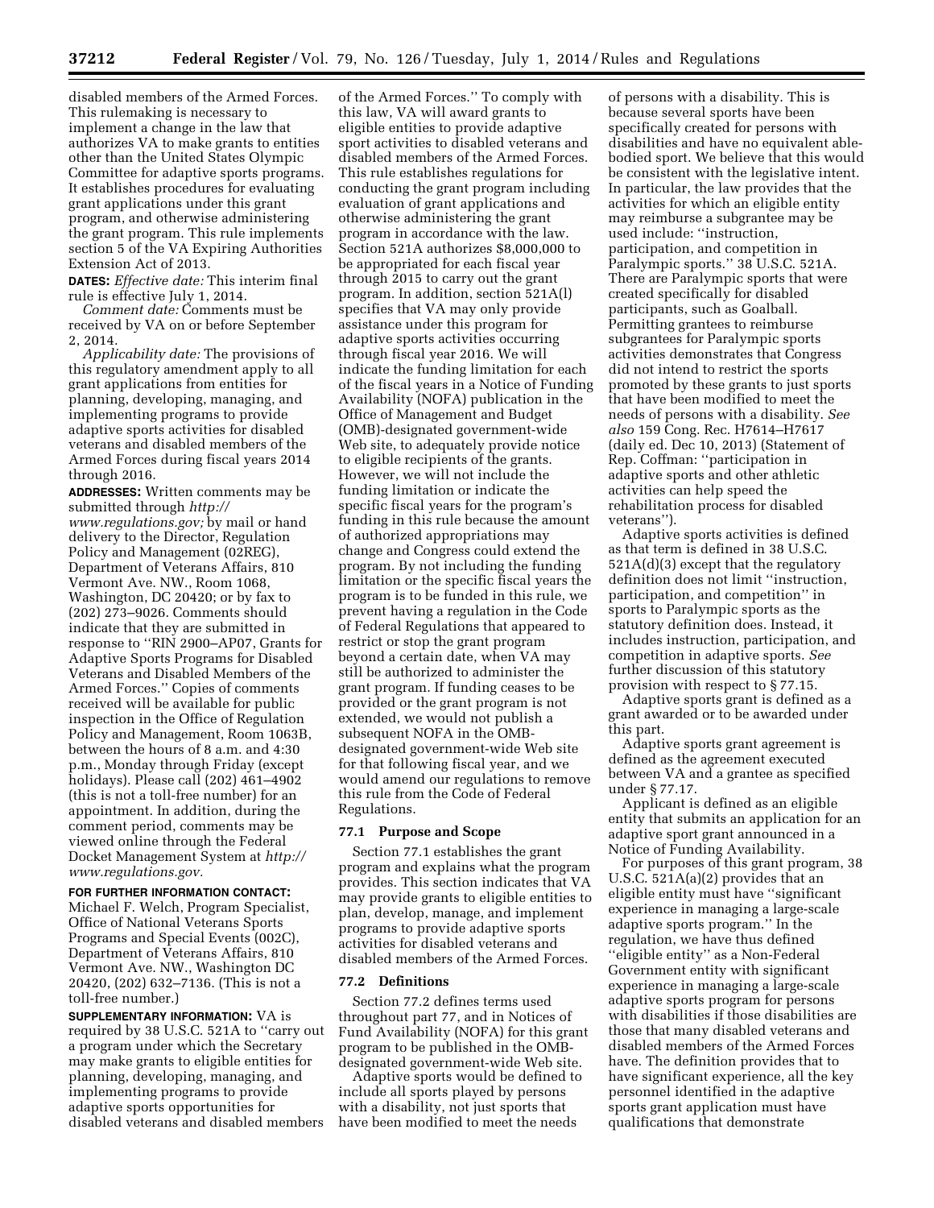disabled members of the Armed Forces. This rulemaking is necessary to implement a change in the law that authorizes VA to make grants to entities other than the United States Olympic Committee for adaptive sports programs. It establishes procedures for evaluating grant applications under this grant program, and otherwise administering the grant program. This rule implements section 5 of the VA Expiring Authorities Extension Act of 2013.

**DATES:** *Effective date:* This interim final rule is effective July 1, 2014.

*Comment date:* Comments must be received by VA on or before September 2, 2014.

*Applicability date:* The provisions of this regulatory amendment apply to all grant applications from entities for planning, developing, managing, and implementing programs to provide adaptive sports activities for disabled veterans and disabled members of the Armed Forces during fiscal years 2014 through 2016.

**ADDRESSES:** Written comments may be submitted through *http://www.regulations.gov;* by mail or hand delivery to the Director, Regulation Policy and Management (02REG), Department of Veterans Affairs, 810 Vermont Ave. NW., Room 1068, Washington, DC 20420; or by fax to (202) 273–9026. Comments should indicate that they are submitted in response to ''RIN 2900–AP07, Grants for Adaptive Sports Programs for Disabled Veterans and Disabled Members of the Armed Forces.'' Copies of comments received will be available for public inspection in the Office of Regulation Policy and Management, Room 1063B, between the hours of 8 a.m. and 4:30 p.m., Monday through Friday (except holidays). Please call (202) 461–4902 (this is not a toll-free number) for an appointment. In addition, during the comment period, comments may be viewed online through the Federal Docket Management System at *http://www.regulations.gov.*

**FOR FURTHER INFORMATION CONTACT:** Michael F. Welch, Program Specialist, Office of National Veterans Sports Programs and Special Events (002C), Department of Veterans Affairs, 810 Vermont Ave. NW., Washington DC 20420, (202) 632–7136. (This is not a toll-free number.)

**SUPPLEMENTARY INFORMATION:** VA is required by 38 U.S.C. 521A to ''carry out a program under which the Secretary may make grants to eligible entities for planning, developing, managing, and implementing programs to provide adaptive sports opportunities for disabled veterans and disabled members of the Armed Forces.'' To comply with this law, VA will award grants to eligible entities to provide adaptive sport activities to disabled veterans and disabled members of the Armed Forces. This rule establishes regulations for conducting the grant program including evaluation of grant applications and otherwise administering the grant program in accordance with the law. Section 521A authorizes $8,000,000 to be appropriated for each fiscal year through 2015 to carry out the grant program. In addition, section 521A(l) specifies that VA may only provide assistance under this program for adaptive sports activities occurring through fiscal year 2016. We will indicate the funding limitation for each of the fiscal years in a Notice of Funding Availability (NOFA) publication in the Office of Management and Budget (OMB)-designated government-wide Web site, to adequately provide notice to eligible recipients of the grants. However, we will not include the funding limitation or indicate the specific fiscal years for the program's funding in this rule because the amount of authorized appropriations may change and Congress could extend the program. By not including the funding limitation or the specific fiscal years the program is to be funded in this rule, we prevent having a regulation in the Code of Federal Regulations that appeared to restrict or stop the grant program beyond a certain date, when VA may still be authorized to administer the grant program. If funding ceases to be provided or the grant program is not extended, we would not publish a subsequent NOFA in the OMB-designated government-wide Web site for that following fiscal year, and we would amend our regulations to remove this rule from the Code of Federal Regulations.

### 77.1 Purpose and Scope

Section 77.1 establishes the grant program and explains what the program provides. This section indicates that VA may provide grants to eligible entities to plan, develop, manage, and implement programs to provide adaptive sports activities for disabled veterans and disabled members of the Armed Forces.

### 77.2 Definitions

Section 77.2 defines terms used throughout part 77, and in Notices of Fund Availability (NOFA) for this grant program to be published in the OMB-designated government-wide Web site.

Adaptive sports would be defined to include all sports played by persons with a disability, not just sports that have been modified to meet the needs of persons with a disability. This is because several sports have been specifically created for persons with disabilities and have no equivalent able-bodied sport. We believe that this would be consistent with the legislative intent. In particular, the law provides that the activities for which an eligible entity may reimburse a subgrantee may be used include: ''instruction, participation, and competition in Paralympic sports.'' 38 U.S.C. 521A. There are Paralympic sports that were created specifically for disabled participants, such as Goalball. Permitting grantees to reimburse subgrantees for Paralympic sports activities demonstrates that Congress did not intend to restrict the sports promoted by these grants to just sports that have been modified to meet the needs of persons with a disability. *See also* 159 Cong. Rec. H7614–H7617 (daily ed. Dec 10, 2013) (Statement of Rep. Coffman: ''participation in adaptive sports and other athletic activities can help speed the rehabilitation process for disabled veterans'').

Adaptive sports activities is defined as that term is defined in 38 U.S.C. 521A(d)(3) except that the regulatory definition does not limit ''instruction, participation, and competition'' in sports to Paralympic sports as the statutory definition does. Instead, it includes instruction, participation, and competition in adaptive sports. *See* further discussion of this statutory provision with respect to § 77.15.

Adaptive sports grant is defined as a grant awarded or to be awarded under this part.

Adaptive sports grant agreement is defined as the agreement executed between VA and a grantee as specified under § 77.17.

Applicant is defined as an eligible entity that submits an application for an adaptive sport grant announced in a Notice of Funding Availability.

For purposes of this grant program, 38 U.S.C. 521A(a)(2) provides that an eligible entity must have ''significant experience in managing a large-scale adaptive sports program.'' In the regulation, we have thus defined ''eligible entity'' as a Non-Federal Government entity with significant experience in managing a large-scale adaptive sports program for persons with disabilities if those disabilities are those that many disabled veterans and disabled members of the Armed Forces have. The definition provides that to have significant experience, all the key personnel identified in the adaptive sports grant application must have qualifications that demonstrate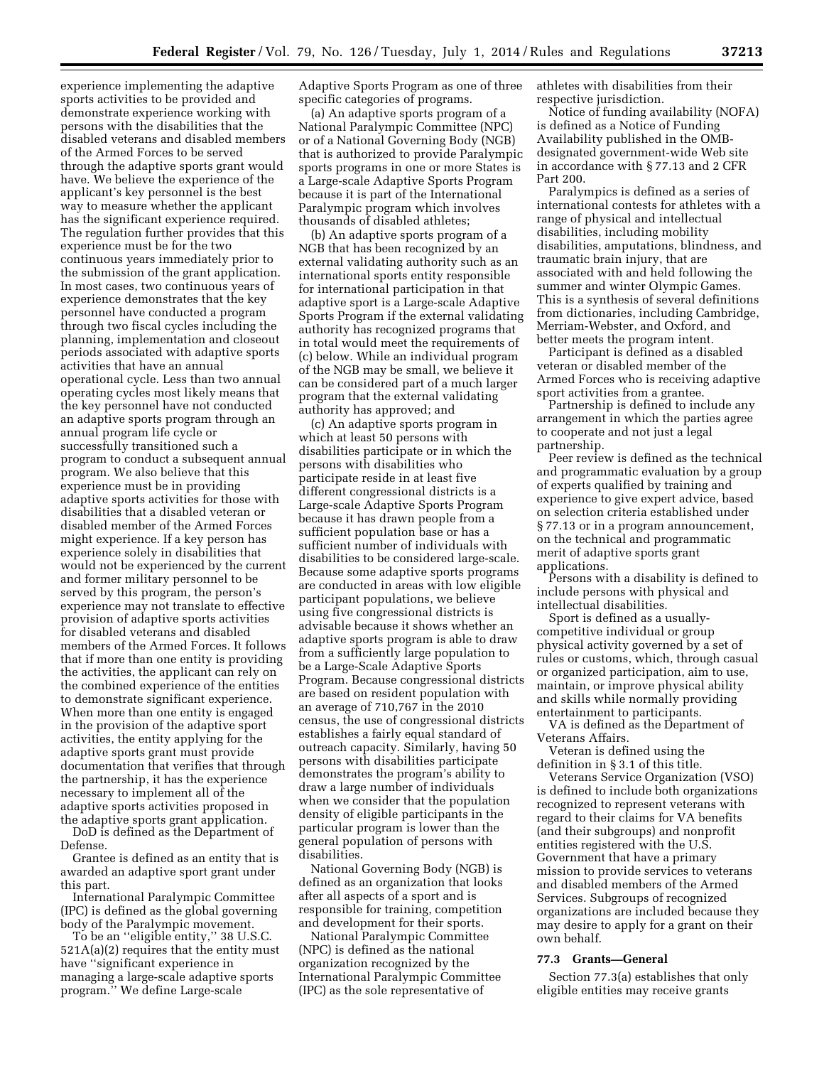experience implementing the adaptive sports activities to be provided and demonstrate experience working with persons with the disabilities that the disabled veterans and disabled members of the Armed Forces to be served through the adaptive sports grant would have. We believe the experience of the applicant's key personnel is the best way to measure whether the applicant has the significant experience required. The regulation further provides that this experience must be for the two continuous years immediately prior to the submission of the grant application. In most cases, two continuous years of experience demonstrates that the key personnel have conducted a program through two fiscal cycles including the planning, implementation and closeout periods associated with adaptive sports activities that have an annual operational cycle. Less than two annual operating cycles most likely means that the key personnel have not conducted an adaptive sports program through an annual program life cycle or successfully transitioned such a program to conduct a subsequent annual program. We also believe that this experience must be in providing adaptive sports activities for those with disabilities that a disabled veteran or disabled member of the Armed Forces might experience. If a key person has experience solely in disabilities that would not be experienced by the current and former military personnel to be served by this program, the person's experience may not translate to effective provision of adaptive sports activities for disabled veterans and disabled members of the Armed Forces. It follows that if more than one entity is providing the activities, the applicant can rely on the combined experience of the entities to demonstrate significant experience. When more than one entity is engaged in the provision of the adaptive sport activities, the entity applying for the adaptive sports grant must provide documentation that verifies that through the partnership, it has the experience necessary to implement all of the adaptive sports activities proposed in the adaptive sports grant application.

DoD is defined as the Department of Defense.

Grantee is defined as an entity that is awarded an adaptive sport grant under this part.

International Paralympic Committee (IPC) is defined as the global governing body of the Paralympic movement.

To be an ''eligible entity,'' 38 U.S.C. 521A(a)(2) requires that the entity must have ''significant experience in managing a large-scale adaptive sports program.'' We define Large-scale Adaptive Sports Program as one of three specific categories of programs.

(a) An adaptive sports program of a National Paralympic Committee (NPC) or of a National Governing Body (NGB) that is authorized to provide Paralympic sports programs in one or more States is a Large-scale Adaptive Sports Program because it is part of the International Paralympic program which involves thousands of disabled athletes;

(b) An adaptive sports program of a NGB that has been recognized by an external validating authority such as an international sports entity responsible for international participation in that adaptive sport is a Large-scale Adaptive Sports Program if the external validating authority has recognized programs that in total would meet the requirements of (c) below. While an individual program of the NGB may be small, we believe it can be considered part of a much larger program that the external validating authority has approved; and

(c) An adaptive sports program in which at least 50 persons with disabilities participate or in which the persons with disabilities who participate reside in at least five different congressional districts is a Large-scale Adaptive Sports Program because it has drawn people from a sufficient population base or has a sufficient number of individuals with disabilities to be considered large-scale. Because some adaptive sports programs are conducted in areas with low eligible participant populations, we believe using five congressional districts is advisable because it shows whether an adaptive sports program is able to draw from a sufficiently large population to be a Large-Scale Adaptive Sports Program. Because congressional districts are based on resident population with an average of 710,767 in the 2010 census, the use of congressional districts establishes a fairly equal standard of outreach capacity. Similarly, having 50 persons with disabilities participate demonstrates the program's ability to draw a large number of individuals when we consider that the population density of eligible participants in the particular program is lower than the general population of persons with disabilities.

National Governing Body (NGB) is defined as an organization that looks after all aspects of a sport and is responsible for training, competition and development for their sports.

National Paralympic Committee (NPC) is defined as the national organization recognized by the International Paralympic Committee (IPC) as the sole representative of athletes with disabilities from their respective jurisdiction.

Notice of funding availability (NOFA) is defined as a Notice of Funding Availability published in the OMB-designated government-wide Web site in accordance with § 77.13 and 2 CFR Part 200.

Paralympics is defined as a series of international contests for athletes with a range of physical and intellectual disabilities, including mobility disabilities, amputations, blindness, and traumatic brain injury, that are associated with and held following the summer and winter Olympic Games. This is a synthesis of several definitions from dictionaries, including Cambridge, Merriam-Webster, and Oxford, and better meets the program intent.

Participant is defined as a disabled veteran or disabled member of the Armed Forces who is receiving adaptive sport activities from a grantee.

Partnership is defined to include any arrangement in which the parties agree to cooperate and not just a legal partnership.

Peer review is defined as the technical and programmatic evaluation by a group of experts qualified by training and experience to give expert advice, based on selection criteria established under § 77.13 or in a program announcement, on the technical and programmatic merit of adaptive sports grant applications.

Persons with a disability is defined to include persons with physical and intellectual disabilities.

Sport is defined as a usually-competitive individual or group physical activity governed by a set of rules or customs, which, through casual or organized participation, aim to use, maintain, or improve physical ability and skills while normally providing entertainment to participants.

VA is defined as the Department of Veterans Affairs.

Veteran is defined using the definition in § 3.1 of this title.

Veterans Service Organization (VSO) is defined to include both organizations recognized to represent veterans with regard to their claims for VA benefits (and their subgroups) and nonprofit entities registered with the U.S. Government that have a primary mission to provide services to veterans and disabled members of the Armed Services. Subgroups of recognized organizations are included because they may desire to apply for a grant on their own behalf.

### 77.3 Grants—General

Section 77.3(a) establishes that only eligible entities may receive grants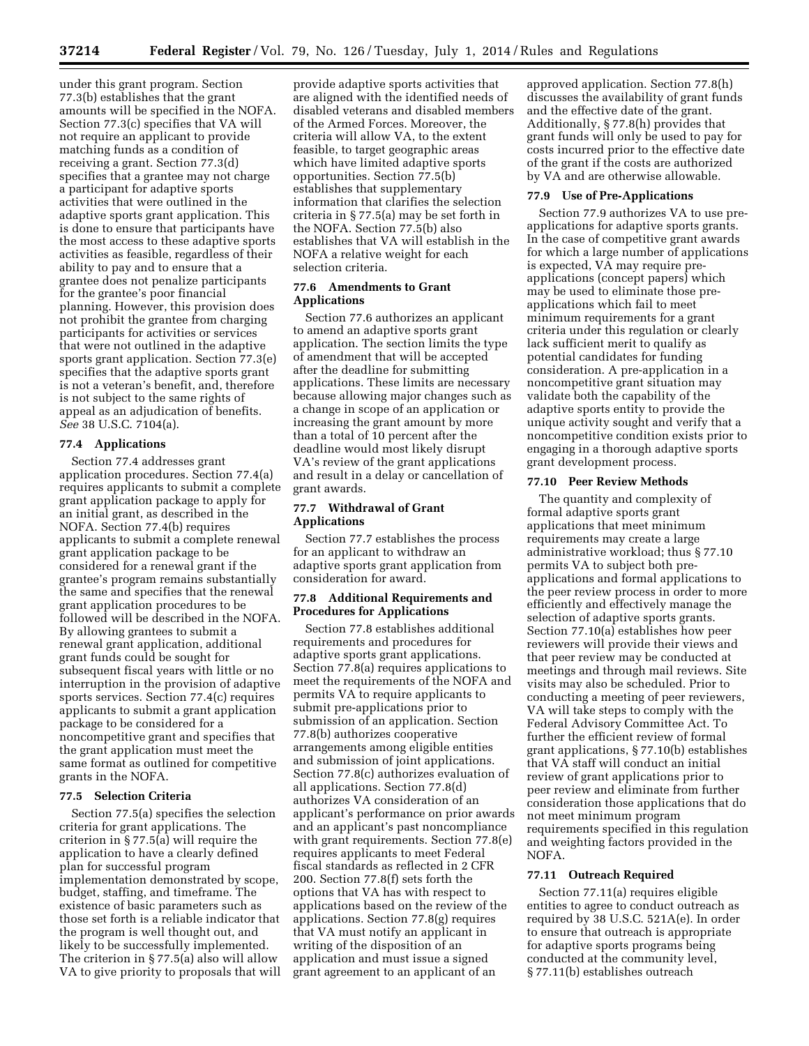under this grant program. Section 77.3(b) establishes that the grant amounts will be specified in the NOFA. Section 77.3(c) specifies that VA will not require an applicant to provide matching funds as a condition of receiving a grant. Section 77.3(d) specifies that a grantee may not charge a participant for adaptive sports activities that were outlined in the adaptive sports grant application. This is done to ensure that participants have the most access to these adaptive sports activities as feasible, regardless of their ability to pay and to ensure that a grantee does not penalize participants for the grantee's poor financial planning. However, this provision does not prohibit the grantee from charging participants for activities or services that were not outlined in the adaptive sports grant application. Section 77.3(e) specifies that the adaptive sports grant is not a veteran's benefit, and, therefore is not subject to the same rights of appeal as an adjudication of benefits. *See* 38 U.S.C. 7104(a).

### 77.4 Applications

Section 77.4 addresses grant application procedures. Section 77.4(a) requires applicants to submit a complete grant application package to apply for an initial grant, as described in the NOFA. Section 77.4(b) requires applicants to submit a complete renewal grant application package to be considered for a renewal grant if the grantee's program remains substantially the same and specifies that the renewal grant application procedures to be followed will be described in the NOFA. By allowing grantees to submit a renewal grant application, additional grant funds could be sought for subsequent fiscal years with little or no interruption in the provision of adaptive sports services. Section 77.4(c) requires applicants to submit a grant application package to be considered for a noncompetitive grant and specifies that the grant application must meet the same format as outlined for competitive grants in the NOFA.

### 77.5 Selection Criteria

Section 77.5(a) specifies the selection criteria for grant applications. The criterion in § 77.5(a) will require the application to have a clearly defined plan for successful program implementation demonstrated by scope, budget, staffing, and timeframe. The existence of basic parameters such as those set forth is a reliable indicator that the program is well thought out, and likely to be successfully implemented. The criterion in § 77.5(a) also will allow VA to give priority to proposals that will provide adaptive sports activities that are aligned with the identified needs of disabled veterans and disabled members of the Armed Forces. Moreover, the criteria will allow VA, to the extent feasible, to target geographic areas which have limited adaptive sports opportunities. Section 77.5(b) establishes that supplementary information that clarifies the selection criteria in § 77.5(a) may be set forth in the NOFA. Section 77.5(b) also establishes that VA will establish in the NOFA a relative weight for each selection criteria.

### 77.6 Amendments to Grant Applications

Section 77.6 authorizes an applicant to amend an adaptive sports grant application. The section limits the type of amendment that will be accepted after the deadline for submitting applications. These limits are necessary because allowing major changes such as a change in scope of an application or increasing the grant amount by more than a total of 10 percent after the deadline would most likely disrupt VA's review of the grant applications and result in a delay or cancellation of grant awards.

### 77.7 Withdrawal of Grant Applications

Section 77.7 establishes the process for an applicant to withdraw an adaptive sports grant application from consideration for award.

### 77.8 Additional Requirements and Procedures for Applications

Section 77.8 establishes additional requirements and procedures for adaptive sports grant applications. Section 77.8(a) requires applications to meet the requirements of the NOFA and permits VA to require applicants to submit pre-applications prior to submission of an application. Section 77.8(b) authorizes cooperative arrangements among eligible entities and submission of joint applications. Section 77.8(c) authorizes evaluation of all applications. Section 77.8(d) authorizes VA consideration of an applicant's performance on prior awards and an applicant's past noncompliance with grant requirements. Section 77.8(e) requires applicants to meet Federal fiscal standards as reflected in 2 CFR 200. Section 77.8(f) sets forth the options that VA has with respect to applications based on the review of the applications. Section 77.8(g) requires that VA must notify an applicant in writing of the disposition of an application and must issue a signed grant agreement to an applicant of an approved application. Section 77.8(h) discusses the availability of grant funds and the effective date of the grant. Additionally, § 77.8(h) provides that grant funds will only be used to pay for costs incurred prior to the effective date of the grant if the costs are authorized by VA and are otherwise allowable.

### 77.9 Use of Pre-Applications

Section 77.9 authorizes VA to use pre-applications for adaptive sports grants. In the case of competitive grant awards for which a large number of applications is expected, VA may require pre-applications (concept papers) which may be used to eliminate those pre-applications which fail to meet minimum requirements for a grant criteria under this regulation or clearly lack sufficient merit to qualify as potential candidates for funding consideration. A pre-application in a noncompetitive grant situation may validate both the capability of the adaptive sports entity to provide the unique activity sought and verify that a noncompetitive condition exists prior to engaging in a thorough adaptive sports grant development process.

### 77.10 Peer Review Methods

The quantity and complexity of formal adaptive sports grant applications that meet minimum requirements may create a large administrative workload; thus § 77.10 permits VA to subject both pre-applications and formal applications to the peer review process in order to more efficiently and effectively manage the selection of adaptive sports grants. Section 77.10(a) establishes how peer reviewers will provide their views and that peer review may be conducted at meetings and through mail reviews. Site visits may also be scheduled. Prior to conducting a meeting of peer reviewers, VA will take steps to comply with the Federal Advisory Committee Act. To further the efficient review of formal grant applications, § 77.10(b) establishes that VA staff will conduct an initial review of grant applications prior to peer review and eliminate from further consideration those applications that do not meet minimum program requirements specified in this regulation and weighting factors provided in the NOFA.

### 77.11 Outreach Required

Section 77.11(a) requires eligible entities to agree to conduct outreach as required by 38 U.S.C. 521A(e). In order to ensure that outreach is appropriate for adaptive sports programs being conducted at the community level, § 77.11(b) establishes outreach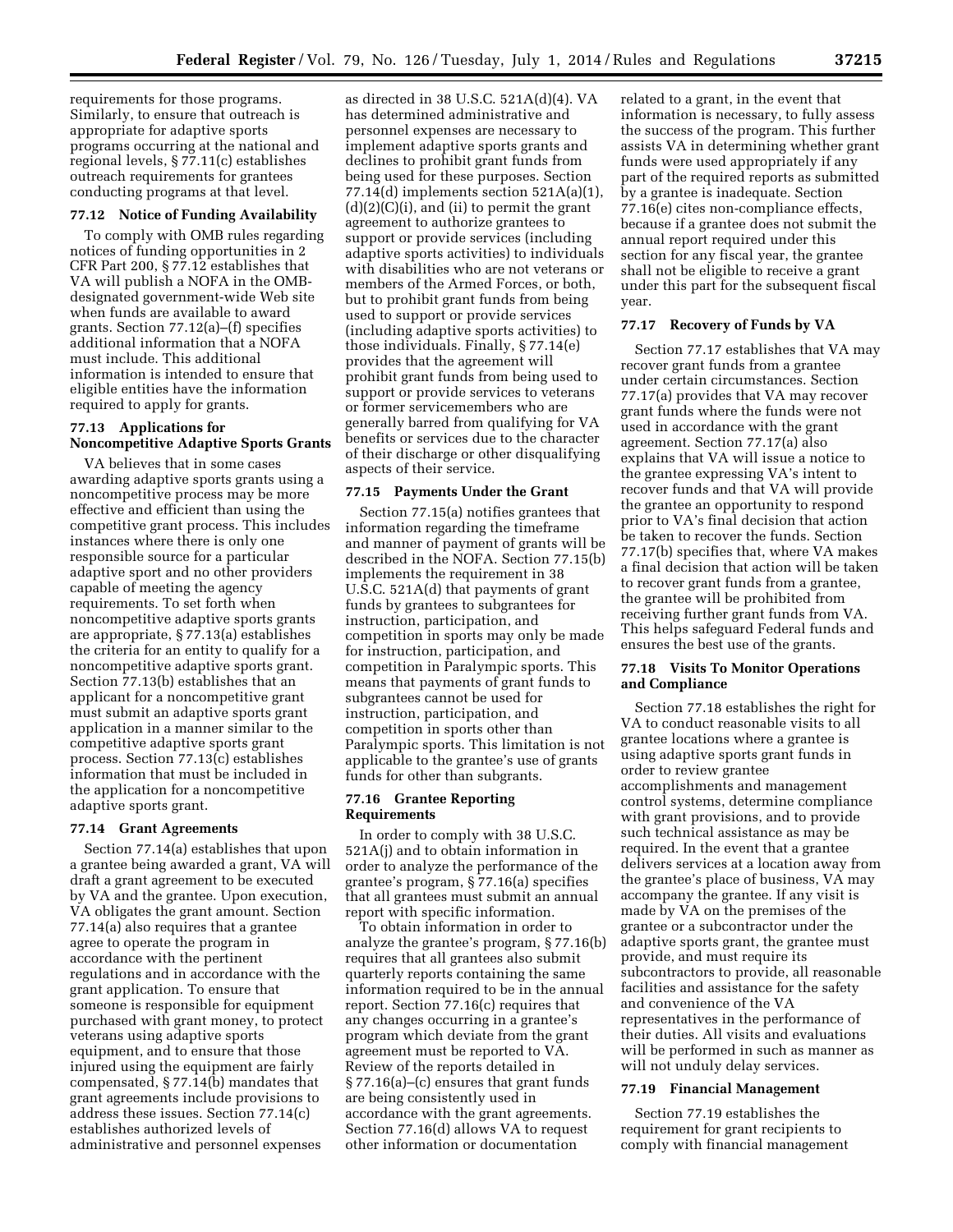requirements for those programs. Similarly, to ensure that outreach is appropriate for adaptive sports programs occurring at the national and regional levels, § 77.11(c) establishes outreach requirements for grantees conducting programs at that level.

### 77.12 Notice of Funding Availability

To comply with OMB rules regarding notices of funding opportunities in 2 CFR Part 200, § 77.12 establishes that VA will publish a NOFA in the OMB-designated government-wide Web site when funds are available to award grants. Section 77.12(a)–(f) specifies additional information that a NOFA must include. This additional information is intended to ensure that eligible entities have the information required to apply for grants.

### 77.13 Applications for Noncompetitive Adaptive Sports Grants

VA believes that in some cases awarding adaptive sports grants using a noncompetitive process may be more effective and efficient than using the competitive grant process. This includes instances where there is only one responsible source for a particular adaptive sport and no other providers capable of meeting the agency requirements. To set forth when noncompetitive adaptive sports grants are appropriate, § 77.13(a) establishes the criteria for an entity to qualify for a noncompetitive adaptive sports grant. Section 77.13(b) establishes that an applicant for a noncompetitive grant must submit an adaptive sports grant application in a manner similar to the competitive adaptive sports grant process. Section 77.13(c) establishes information that must be included in the application for a noncompetitive adaptive sports grant.

### 77.14 Grant Agreements

Section 77.14(a) establishes that upon a grantee being awarded a grant, VA will draft a grant agreement to be executed by VA and the grantee. Upon execution, VA obligates the grant amount. Section 77.14(a) also requires that a grantee agree to operate the program in accordance with the pertinent regulations and in accordance with the grant application. To ensure that someone is responsible for equipment purchased with grant money, to protect veterans using adaptive sports equipment, and to ensure that those injured using the equipment are fairly compensated, § 77.14(b) mandates that grant agreements include provisions to address these issues. Section 77.14(c) establishes authorized levels of administrative and personnel expenses as directed in 38 U.S.C. 521A(d)(4). VA has determined administrative and personnel expenses are necessary to implement adaptive sports grants and declines to prohibit grant funds from being used for these purposes. Section 77.14(d) implements section 521A(a)(1), (d)(2)(C)(i), and (ii) to permit the grant agreement to authorize grantees to support or provide services (including adaptive sports activities) to individuals with disabilities who are not veterans or members of the Armed Forces, or both, but to prohibit grant funds from being used to support or provide services (including adaptive sports activities) to those individuals. Finally, § 77.14(e) provides that the agreement will prohibit grant funds from being used to support or provide services to veterans or former servicemembers who are generally barred from qualifying for VA benefits or services due to the character of their discharge or other disqualifying aspects of their service.

### 77.15 Payments Under the Grant

Section 77.15(a) notifies grantees that information regarding the timeframe and manner of payment of grants will be described in the NOFA. Section 77.15(b) implements the requirement in 38 U.S.C. 521A(d) that payments of grant funds by grantees to subgrantees for instruction, participation, and competition in sports may only be made for instruction, participation, and competition in Paralympic sports. This means that payments of grant funds to subgrantees cannot be used for instruction, participation, and competition in sports other than Paralympic sports. This limitation is not applicable to the grantee's use of grants funds for other than subgrants.

### 77.16 Grantee Reporting Requirements

In order to comply with 38 U.S.C. 521A(j) and to obtain information in order to analyze the performance of the grantee's program, § 77.16(a) specifies that all grantees must submit an annual report with specific information.

To obtain information in order to analyze the grantee's program, § 77.16(b) requires that all grantees also submit quarterly reports containing the same information required to be in the annual report. Section 77.16(c) requires that any changes occurring in a grantee's program which deviate from the grant agreement must be reported to VA. Review of the reports detailed in § 77.16(a)–(c) ensures that grant funds are being consistently used in accordance with the grant agreements. Section 77.16(d) allows VA to request other information or documentation related to a grant, in the event that information is necessary, to fully assess the success of the program. This further assists VA in determining whether grant funds were used appropriately if any part of the required reports as submitted by a grantee is inadequate. Section 77.16(e) cites non-compliance effects, because if a grantee does not submit the annual report required under this section for any fiscal year, the grantee shall not be eligible to receive a grant under this part for the subsequent fiscal year.

### 77.17 Recovery of Funds by VA

Section 77.17 establishes that VA may recover grant funds from a grantee under certain circumstances. Section 77.17(a) provides that VA may recover grant funds where the funds were not used in accordance with the grant agreement. Section 77.17(a) also explains that VA will issue a notice to the grantee expressing VA's intent to recover funds and that VA will provide the grantee an opportunity to respond prior to VA's final decision that action be taken to recover the funds. Section 77.17(b) specifies that, where VA makes a final decision that action will be taken to recover grant funds from a grantee, the grantee will be prohibited from receiving further grant funds from VA. This helps safeguard Federal funds and ensures the best use of the grants.

### 77.18 Visits To Monitor Operations and Compliance

Section 77.18 establishes the right for VA to conduct reasonable visits to all grantee locations where a grantee is using adaptive sports grant funds in order to review grantee accomplishments and management control systems, determine compliance with grant provisions, and to provide such technical assistance as may be required. In the event that a grantee delivers services at a location away from the grantee's place of business, VA may accompany the grantee. If any visit is made by VA on the premises of the grantee or a subcontractor under the adaptive sports grant, the grantee must provide, and must require its subcontractors to provide, all reasonable facilities and assistance for the safety and convenience of the VA representatives in the performance of their duties. All visits and evaluations will be performed in such as manner as will not unduly delay services.

### 77.19 Financial Management

Section 77.19 establishes the requirement for grant recipients to comply with financial management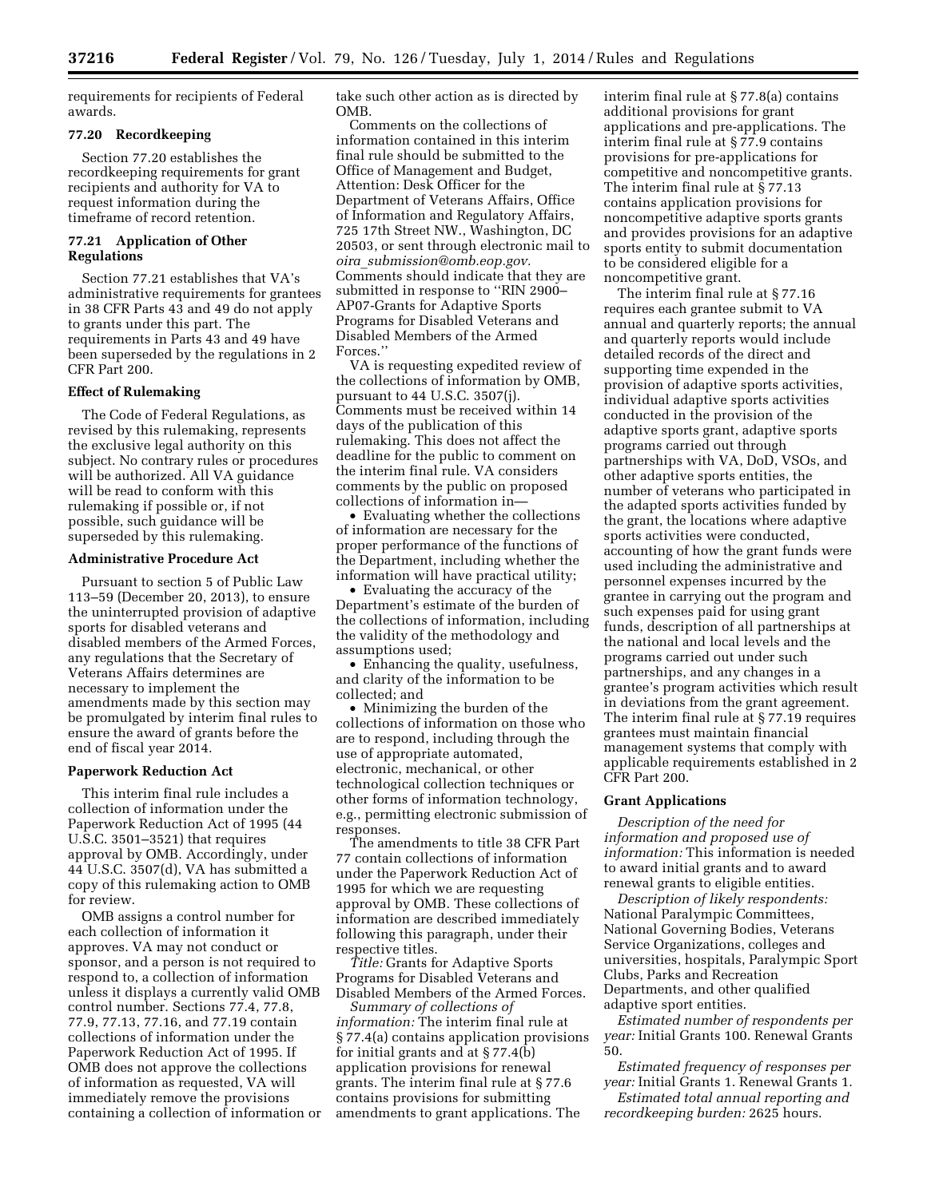requirements for recipients of Federal awards.

### 77.20 Recordkeeping

Section 77.20 establishes the recordkeeping requirements for grant recipients and authority for VA to request information during the timeframe of record retention.

### 77.21 Application of Other Regulations

Section 77.21 establishes that VA's administrative requirements for grantees in 38 CFR Parts 43 and 49 do not apply to grants under this part. The requirements in Parts 43 and 49 have been superseded by the regulations in 2 CFR Part 200.

## Effect of Rulemaking

The Code of Federal Regulations, as revised by this rulemaking, represents the exclusive legal authority on this subject. No contrary rules or procedures will be authorized. All VA guidance will be read to conform with this rulemaking if possible or, if not possible, such guidance will be superseded by this rulemaking.

## Administrative Procedure Act

Pursuant to section 5 of Public Law 113–59 (December 20, 2013), to ensure the uninterrupted provision of adaptive sports for disabled veterans and disabled members of the Armed Forces, any regulations that the Secretary of Veterans Affairs determines are necessary to implement the amendments made by this section may be promulgated by interim final rules to ensure the award of grants before the end of fiscal year 2014.

## Paperwork Reduction Act

This interim final rule includes a collection of information under the Paperwork Reduction Act of 1995 (44 U.S.C. 3501–3521) that requires approval by OMB. Accordingly, under 44 U.S.C. 3507(d), VA has submitted a copy of this rulemaking action to OMB for review.

OMB assigns a control number for each collection of information it approves. VA may not conduct or sponsor, and a person is not required to respond to, a collection of information unless it displays a currently valid OMB control number. Sections 77.4, 77.8, 77.9, 77.13, 77.16, and 77.19 contain collections of information under the Paperwork Reduction Act of 1995. If OMB does not approve the collections of information as requested, VA will immediately remove the provisions containing a collection of information or take such other action as is directed by OMB.

Comments on the collections of information contained in this interim final rule should be submitted to the Office of Management and Budget, Attention: Desk Officer for the Department of Veterans Affairs, Office of Information and Regulatory Affairs, 725 17th Street NW., Washington, DC 20503, or sent through electronic mail to *oira_submission@omb.eop.gov.* Comments should indicate that they are submitted in response to ''RIN 2900–AP07-Grants for Adaptive Sports Programs for Disabled Veterans and Disabled Members of the Armed Forces.''

VA is requesting expedited review of the collections of information by OMB, pursuant to 44 U.S.C. 3507(j). Comments must be received within 14 days of the publication of this rulemaking. This does not affect the deadline for the public to comment on the interim final rule. VA considers comments by the public on proposed collections of information in—

- Evaluating whether the collections of information are necessary for the proper performance of the functions of the Department, including whether the information will have practical utility;
- Evaluating the accuracy of the Department's estimate of the burden of the collections of information, including the validity of the methodology and assumptions used;
- Enhancing the quality, usefulness, and clarity of the information to be collected; and
- Minimizing the burden of the collections of information on those who are to respond, including through the use of appropriate automated, electronic, mechanical, or other technological collection techniques or other forms of information technology, e.g., permitting electronic submission of responses.

The amendments to title 38 CFR Part 77 contain collections of information under the Paperwork Reduction Act of 1995 for which we are requesting approval by OMB. These collections of information are described immediately following this paragraph, under their respective titles.

*Title:* Grants for Adaptive Sports Programs for Disabled Veterans and Disabled Members of the Armed Forces.

*Summary of collections of information:* The interim final rule at § 77.4(a) contains application provisions for initial grants and at § 77.4(b) application provisions for renewal grants. The interim final rule at § 77.6 contains provisions for submitting amendments to grant applications. The interim final rule at § 77.8(a) contains additional provisions for grant applications and pre-applications. The interim final rule at § 77.9 contains provisions for pre-applications for competitive and noncompetitive grants. The interim final rule at § 77.13 contains application provisions for noncompetitive adaptive sports grants and provides provisions for an adaptive sports entity to submit documentation to be considered eligible for a noncompetitive grant.

The interim final rule at § 77.16 requires each grantee submit to VA annual and quarterly reports; the annual and quarterly reports would include detailed records of the direct and supporting time expended in the provision of adaptive sports activities, individual adaptive sports activities conducted in the provision of the adaptive sports grant, adaptive sports programs carried out through partnerships with VA, DoD, VSOs, and other adaptive sports entities, the number of veterans who participated in the adapted sports activities funded by the grant, the locations where adaptive sports activities were conducted, accounting of how the grant funds were used including the administrative and personnel expenses incurred by the grantee in carrying out the program and such expenses paid for using grant funds, description of all partnerships at the national and local levels and the programs carried out under such partnerships, and any changes in a grantee's program activities which result in deviations from the grant agreement. The interim final rule at § 77.19 requires grantees must maintain financial management systems that comply with applicable requirements established in 2 CFR Part 200.

## Grant Applications

*Description of the need for information and proposed use of information:* This information is needed to award initial grants and to award renewal grants to eligible entities.

*Description of likely respondents:* National Paralympic Committees, National Governing Bodies, Veterans Service Organizations, colleges and universities, hospitals, Paralympic Sport Clubs, Parks and Recreation Departments, and other qualified adaptive sport entities.

*Estimated number of respondents per year:* Initial Grants 100. Renewal Grants 50.

*Estimated frequency of responses per year:* Initial Grants 1. Renewal Grants 1.

*Estimated total annual reporting and recordkeeping burden:* 2625 hours.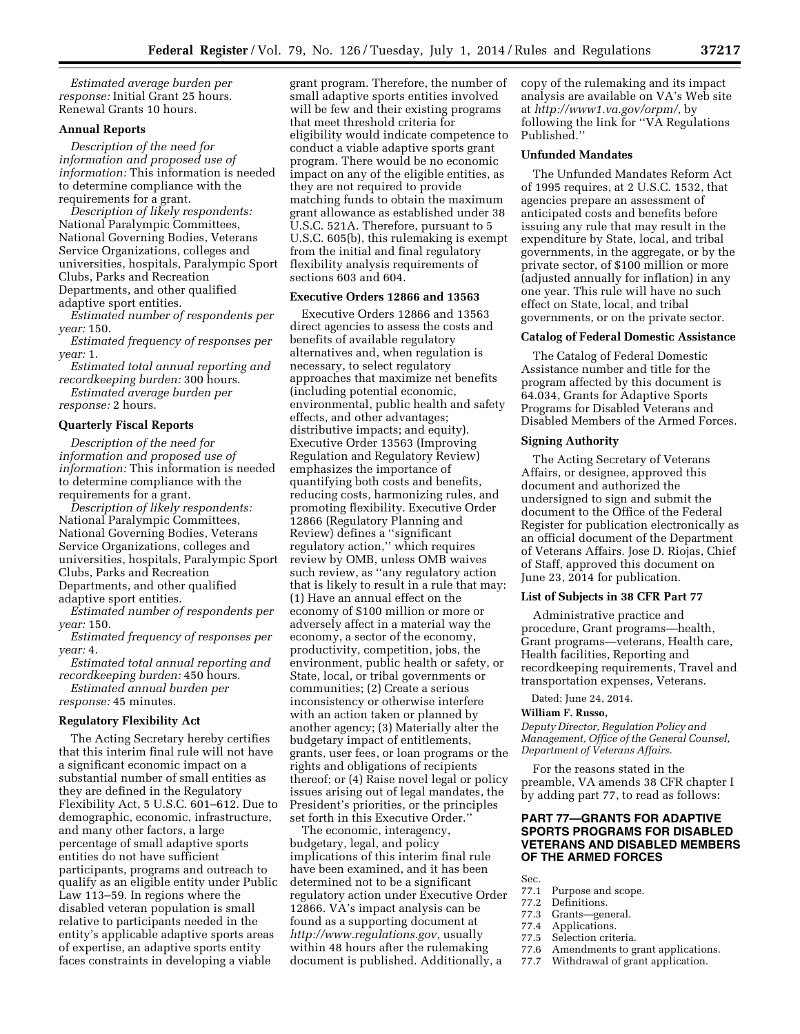*Estimated average burden per response:* Initial Grant 25 hours. Renewal Grants 10 hours.

**Annual Reports**

*Description of the need for information and proposed use of information:* This information is needed to determine compliance with the requirements for a grant.

*Description of likely respondents:* National Paralympic Committees, National Governing Bodies, Veterans Service Organizations, colleges and universities, hospitals, Paralympic Sport Clubs, Parks and Recreation Departments, and other qualified adaptive sport entities.

*Estimated number of respondents per year:* 150.

*Estimated frequency of responses per year:* 1.

*Estimated total annual reporting and recordkeeping burden:* 300 hours.

*Estimated average burden per response:* 2 hours.

**Quarterly Fiscal Reports**

*Description of the need for information and proposed use of information:* This information is needed to determine compliance with the requirements for a grant.

*Description of likely respondents:* National Paralympic Committees, National Governing Bodies, Veterans Service Organizations, colleges and universities, hospitals, Paralympic Sport Clubs, Parks and Recreation Departments, and other qualified adaptive sport entities.

*Estimated number of respondents per year:* 150.

*Estimated frequency of responses per year:* 4.

*Estimated total annual reporting and recordkeeping burden:* 450 hours.

*Estimated annual burden per response:* 45 minutes.

**Regulatory Flexibility Act**

The Acting Secretary hereby certifies that this interim final rule will not have a significant economic impact on a substantial number of small entities as they are defined in the Regulatory Flexibility Act, 5 U.S.C. 601–612. Due to demographic, economic, infrastructure, and many other factors, a large percentage of small adaptive sports entities do not have sufficient participants, programs and outreach to qualify as an eligible entity under Public Law 113–59. In regions where the disabled veteran population is small relative to participants needed in the entity's applicable adaptive sports areas of expertise, an adaptive sports entity faces constraints in developing a viable grant program. Therefore, the number of small adaptive sports entities involved will be few and their existing programs that meet threshold criteria for eligibility would indicate competence to conduct a viable adaptive sports grant program. There would be no economic impact on any of the eligible entities, as they are not required to provide matching funds to obtain the maximum grant allowance as established under 38 U.S.C. 521A. Therefore, pursuant to 5 U.S.C. 605(b), this rulemaking is exempt from the initial and final regulatory flexibility analysis requirements of sections 603 and 604.

**Executive Orders 12866 and 13563**

Executive Orders 12866 and 13563 direct agencies to assess the costs and benefits of available regulatory alternatives and, when regulation is necessary, to select regulatory approaches that maximize net benefits (including potential economic, environmental, public health and safety effects, and other advantages; distributive impacts; and equity). Executive Order 13563 (Improving Regulation and Regulatory Review) emphasizes the importance of quantifying both costs and benefits, reducing costs, harmonizing rules, and promoting flexibility. Executive Order 12866 (Regulatory Planning and Review) defines a ''significant regulatory action,'' which requires review by OMB, unless OMB waives such review, as ''any regulatory action that is likely to result in a rule that may: (1) Have an annual effect on the economy of $100 million or more or adversely affect in a material way the economy, a sector of the economy, productivity, competition, jobs, the environment, public health or safety, or State, local, or tribal governments or communities; (2) Create a serious inconsistency or otherwise interfere with an action taken or planned by another agency; (3) Materially alter the budgetary impact of entitlements, grants, user fees, or loan programs or the rights and obligations of recipients thereof; or (4) Raise novel legal or policy issues arising out of legal mandates, the President's priorities, or the principles set forth in this Executive Order.''

The economic, interagency, budgetary, legal, and policy implications of this interim final rule have been examined, and it has been determined not to be a significant regulatory action under Executive Order 12866. VA's impact analysis can be found as a supporting document at *http://www.regulations.gov,* usually within 48 hours after the rulemaking document is published. Additionally, a copy of the rulemaking and its impact analysis are available on VA's Web site at *http://www1.va.gov/orpm/,* by following the link for ''VA Regulations Published.''

**Unfunded Mandates**

The Unfunded Mandates Reform Act of 1995 requires, at 2 U.S.C. 1532, that agencies prepare an assessment of anticipated costs and benefits before issuing any rule that may result in the expenditure by State, local, and tribal governments, in the aggregate, or by the private sector, of $100 million or more (adjusted annually for inflation) in any one year. This rule will have no such effect on State, local, and tribal governments, or on the private sector.

**Catalog of Federal Domestic Assistance**

The Catalog of Federal Domestic Assistance number and title for the program affected by this document is 64.034, Grants for Adaptive Sports Programs for Disabled Veterans and Disabled Members of the Armed Forces.

**Signing Authority**

The Acting Secretary of Veterans Affairs, or designee, approved this document and authorized the undersigned to sign and submit the document to the Office of the Federal Register for publication electronically as an official document of the Department of Veterans Affairs. Jose D. Riojas, Chief of Staff, approved this document on June 23, 2014 for publication.

**List of Subjects in 38 CFR Part 77**

Administrative practice and procedure, Grant programs—health, Grant programs—veterans, Health care, Health facilities, Reporting and recordkeeping requirements, Travel and transportation expenses, Veterans.

Dated: June 24, 2014.

**William F. Russo,**

*Deputy Director, Regulation Policy and Management, Office of the General Counsel, Department of Veterans Affairs.*

For the reasons stated in the preamble, VA amends 38 CFR chapter I by adding part 77, to read as follows:

## PART 77—GRANTS FOR ADAPTIVE SPORTS PROGRAMS FOR DISABLED VETERANS AND DISABLED MEMBERS OF THE ARMED FORCES

Sec.
77.1 Purpose and scope.
77.2 Definitions.
77.3 Grants—general.
77.4 Applications.
77.5 Selection criteria.
77.6 Amendments to grant applications.
77.7 Withdrawal of grant application.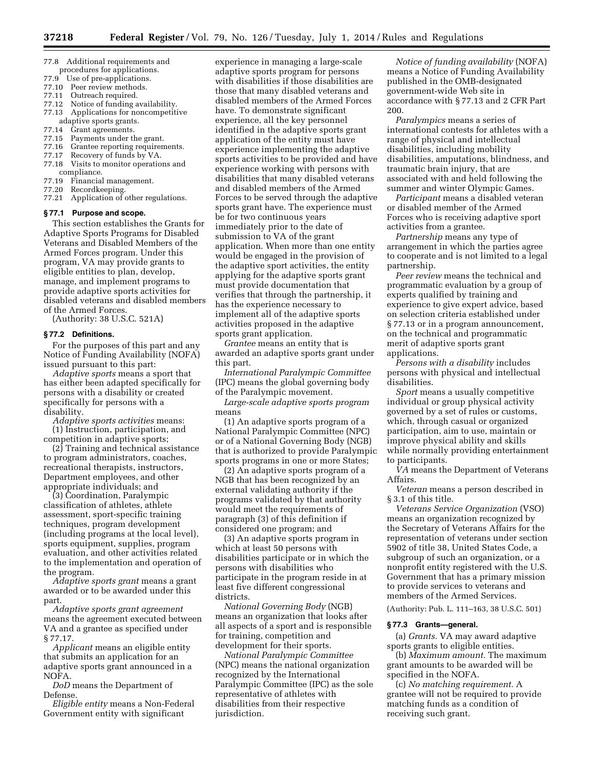77.8 Additional requirements and procedures for applications.
77.9 Use of pre-applications.
77.10 Peer review methods.
77.11 Outreach required.
77.12 Notice of funding availability.
77.13 Applications for noncompetitive adaptive sports grants.
77.14 Grant agreements.
77.15 Payments under the grant.
77.16 Grantee reporting requirements.
77.17 Recovery of funds by VA.
77.18 Visits to monitor operations and compliance.
77.19 Financial management.
77.20 Recordkeeping.
77.21 Application of other regulations.

### § 77.1 Purpose and scope.

This section establishes the Grants for Adaptive Sports Programs for Disabled Veterans and Disabled Members of the Armed Forces program. Under this program, VA may provide grants to eligible entities to plan, develop, manage, and implement programs to provide adaptive sports activities for disabled veterans and disabled members of the Armed Forces.

(Authority: 38 U.S.C. 521A)

### § 77.2 Definitions.

For the purposes of this part and any Notice of Funding Availability (NOFA) issued pursuant to this part:

*Adaptive sports* means a sport that has either been adapted specifically for persons with a disability or created specifically for persons with a disability.

*Adaptive sports activities* means:

(1) Instruction, participation, and competition in adaptive sports;

(2) Training and technical assistance to program administrators, coaches, recreational therapists, instructors, Department employees, and other appropriate individuals; and

(3) Coordination, Paralympic classification of athletes, athlete assessment, sport-specific training techniques, program development (including programs at the local level), sports equipment, supplies, program evaluation, and other activities related to the implementation and operation of the program.

*Adaptive sports grant* means a grant awarded or to be awarded under this part.

*Adaptive sports grant agreement* means the agreement executed between VA and a grantee as specified under § 77.17.

*Applicant* means an eligible entity that submits an application for an adaptive sports grant announced in a NOFA.

*DoD* means the Department of Defense.

*Eligible entity* means a Non-Federal Government entity with significant experience in managing a large-scale adaptive sports program for persons with disabilities if those disabilities are those that many disabled veterans and disabled members of the Armed Forces have. To demonstrate significant experience, all the key personnel identified in the adaptive sports grant application of the entity must have experience implementing the adaptive sports activities to be provided and have experience working with persons with disabilities that many disabled veterans and disabled members of the Armed Forces to be served through the adaptive sports grant have. The experience must be for two continuous years immediately prior to the date of submission to VA of the grant application. When more than one entity would be engaged in the provision of the adaptive sport activities, the entity applying for the adaptive sports grant must provide documentation that verifies that through the partnership, it has the experience necessary to implement all of the adaptive sports activities proposed in the adaptive sports grant application.

*Grantee* means an entity that is awarded an adaptive sports grant under this part.

*International Paralympic Committee* (IPC) means the global governing body of the Paralympic movement.

*Large-scale adaptive sports program* means

(1) An adaptive sports program of a National Paralympic Committee (NPC) or of a National Governing Body (NGB) that is authorized to provide Paralympic sports programs in one or more States;

(2) An adaptive sports program of a NGB that has been recognized by an external validating authority if the programs validated by that authority would meet the requirements of paragraph (3) of this definition if considered one program; and

(3) An adaptive sports program in which at least 50 persons with disabilities participate or in which the persons with disabilities who participate in the program reside in at least five different congressional districts.

*National Governing Body* (NGB) means an organization that looks after all aspects of a sport and is responsible for training, competition and development for their sports.

*National Paralympic Committee* (NPC) means the national organization recognized by the International Paralympic Committee (IPC) as the sole representative of athletes with disabilities from their respective jurisdiction.

*Notice of funding availability* (NOFA) means a Notice of Funding Availability published in the OMB-designated government-wide Web site in accordance with § 77.13 and 2 CFR Part 200.

*Paralympics* means a series of international contests for athletes with a range of physical and intellectual disabilities, including mobility disabilities, amputations, blindness, and traumatic brain injury, that are associated with and held following the summer and winter Olympic Games.

*Participant* means a disabled veteran or disabled member of the Armed Forces who is receiving adaptive sport activities from a grantee.

*Partnership* means any type of arrangement in which the parties agree to cooperate and is not limited to a legal partnership.

*Peer review* means the technical and programmatic evaluation by a group of experts qualified by training and experience to give expert advice, based on selection criteria established under § 77.13 or in a program announcement, on the technical and programmatic merit of adaptive sports grant applications.

*Persons with a disability* includes persons with physical and intellectual disabilities.

*Sport* means a usually competitive individual or group physical activity governed by a set of rules or customs, which, through casual or organized participation, aim to use, maintain or improve physical ability and skills while normally providing entertainment to participants.

*VA* means the Department of Veterans Affairs.

*Veteran* means a person described in § 3.1 of this title.

*Veterans Service Organization* (VSO) means an organization recognized by the Secretary of Veterans Affairs for the representation of veterans under section 5902 of title 38, United States Code, a subgroup of such an organization, or a nonprofit entity registered with the U.S. Government that has a primary mission to provide services to veterans and members of the Armed Services.

(Authority: Pub. L. 111–163, 38 U.S.C. 501)

### § 77.3 Grants—general.

(a) *Grants.* VA may award adaptive sports grants to eligible entities.

(b) *Maximum amount.* The maximum grant amounts to be awarded will be specified in the NOFA.

(c) *No matching requirement.* A grantee will not be required to provide matching funds as a condition of receiving such grant.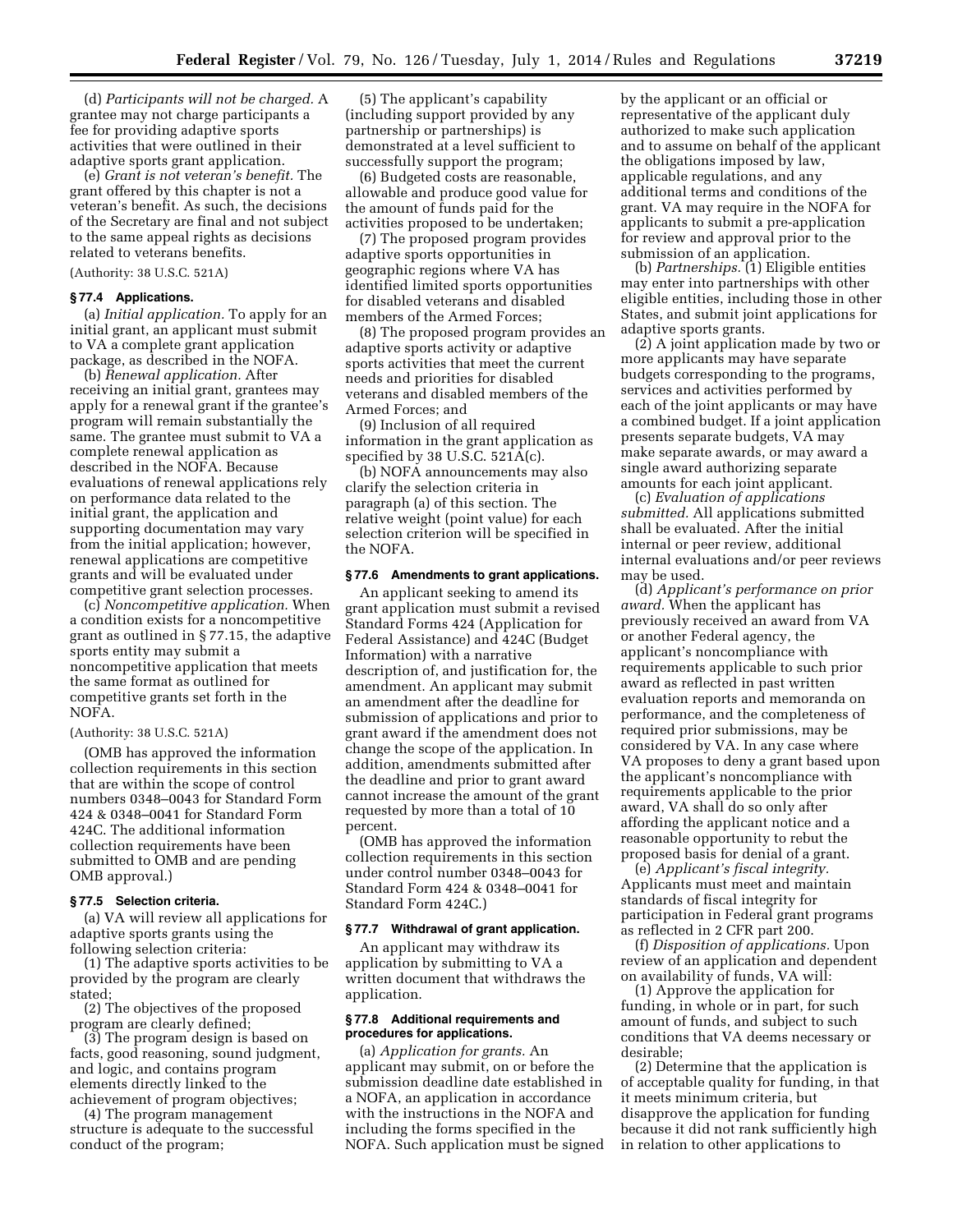(d) *Participants will not be charged.* A grantee may not charge participants a fee for providing adaptive sports activities that were outlined in their adaptive sports grant application.

(e) *Grant is not veteran's benefit.* The grant offered by this chapter is not a veteran's benefit. As such, the decisions of the Secretary are final and not subject to the same appeal rights as decisions related to veterans benefits.

(Authority: 38 U.S.C. 521A)

### § 77.4 Applications.

(a) *Initial application.* To apply for an initial grant, an applicant must submit to VA a complete grant application package, as described in the NOFA.

(b) *Renewal application.* After receiving an initial grant, grantees may apply for a renewal grant if the grantee's program will remain substantially the same. The grantee must submit to VA a complete renewal application as described in the NOFA. Because evaluations of renewal applications rely on performance data related to the initial grant, the application and supporting documentation may vary from the initial application; however, renewal applications are competitive grants and will be evaluated under competitive grant selection processes.

(c) *Noncompetitive application.* When a condition exists for a noncompetitive grant as outlined in § 77.15, the adaptive sports entity may submit a noncompetitive application that meets the same format as outlined for competitive grants set forth in the NOFA.

(Authority: 38 U.S.C. 521A)

(OMB has approved the information collection requirements in this section that are within the scope of control numbers 0348–0043 for Standard Form 424 & 0348–0041 for Standard Form 424C. The additional information collection requirements have been submitted to OMB and are pending OMB approval.)

### § 77.5 Selection criteria.

(a) VA will review all applications for adaptive sports grants using the following selection criteria:

(1) The adaptive sports activities to be provided by the program are clearly stated;

(2) The objectives of the proposed program are clearly defined;

(3) The program design is based on facts, good reasoning, sound judgment, and logic, and contains program elements directly linked to the achievement of program objectives;

(4) The program management structure is adequate to the successful conduct of the program;

(5) The applicant's capability (including support provided by any partnership or partnerships) is demonstrated at a level sufficient to successfully support the program;

(6) Budgeted costs are reasonable, allowable and produce good value for the amount of funds paid for the activities proposed to be undertaken;

(7) The proposed program provides adaptive sports opportunities in geographic regions where VA has identified limited sports opportunities for disabled veterans and disabled members of the Armed Forces;

(8) The proposed program provides an adaptive sports activity or adaptive sports activities that meet the current needs and priorities for disabled veterans and disabled members of the Armed Forces; and

(9) Inclusion of all required information in the grant application as specified by 38 U.S.C. 521A(c).

(b) NOFA announcements may also clarify the selection criteria in paragraph (a) of this section. The relative weight (point value) for each selection criterion will be specified in the NOFA.

### § 77.6 Amendments to grant applications.

An applicant seeking to amend its grant application must submit a revised Standard Forms 424 (Application for Federal Assistance) and 424C (Budget Information) with a narrative description of, and justification for, the amendment. An applicant may submit an amendment after the deadline for submission of applications and prior to grant award if the amendment does not change the scope of the application. In addition, amendments submitted after the deadline and prior to grant award cannot increase the amount of the grant requested by more than a total of 10 percent.

(OMB has approved the information collection requirements in this section under control number 0348–0043 for Standard Form 424 & 0348–0041 for Standard Form 424C.)

### § 77.7 Withdrawal of grant application.

An applicant may withdraw its application by submitting to VA a written document that withdraws the application.

### § 77.8 Additional requirements and procedures for applications.

(a) *Application for grants.* An applicant may submit, on or before the submission deadline date established in a NOFA, an application in accordance with the instructions in the NOFA and including the forms specified in the NOFA. Such application must be signed by the applicant or an official or representative of the applicant duly authorized to make such application and to assume on behalf of the applicant the obligations imposed by law, applicable regulations, and any additional terms and conditions of the grant. VA may require in the NOFA for applicants to submit a pre-application for review and approval prior to the submission of an application.

(b) *Partnerships.* (1) Eligible entities may enter into partnerships with other eligible entities, including those in other States, and submit joint applications for adaptive sports grants.

(2) A joint application made by two or more applicants may have separate budgets corresponding to the programs, services and activities performed by each of the joint applicants or may have a combined budget. If a joint application presents separate budgets, VA may make separate awards, or may award a single award authorizing separate amounts for each joint applicant.

(c) *Evaluation of applications submitted.* All applications submitted shall be evaluated. After the initial internal or peer review, additional internal evaluations and/or peer reviews may be used.

(d) *Applicant's performance on prior award.* When the applicant has previously received an award from VA or another Federal agency, the applicant's noncompliance with requirements applicable to such prior award as reflected in past written evaluation reports and memoranda on performance, and the completeness of required prior submissions, may be considered by VA. In any case where VA proposes to deny a grant based upon the applicant's noncompliance with requirements applicable to the prior award, VA shall do so only after affording the applicant notice and a reasonable opportunity to rebut the proposed basis for denial of a grant.

(e) *Applicant's fiscal integrity.* Applicants must meet and maintain standards of fiscal integrity for participation in Federal grant programs as reflected in 2 CFR part 200.

(f) *Disposition of applications.* Upon review of an application and dependent on availability of funds, VA will:

(1) Approve the application for funding, in whole or in part, for such amount of funds, and subject to such conditions that VA deems necessary or desirable;

(2) Determine that the application is of acceptable quality for funding, in that it meets minimum criteria, but disapprove the application for funding because it did not rank sufficiently high in relation to other applications to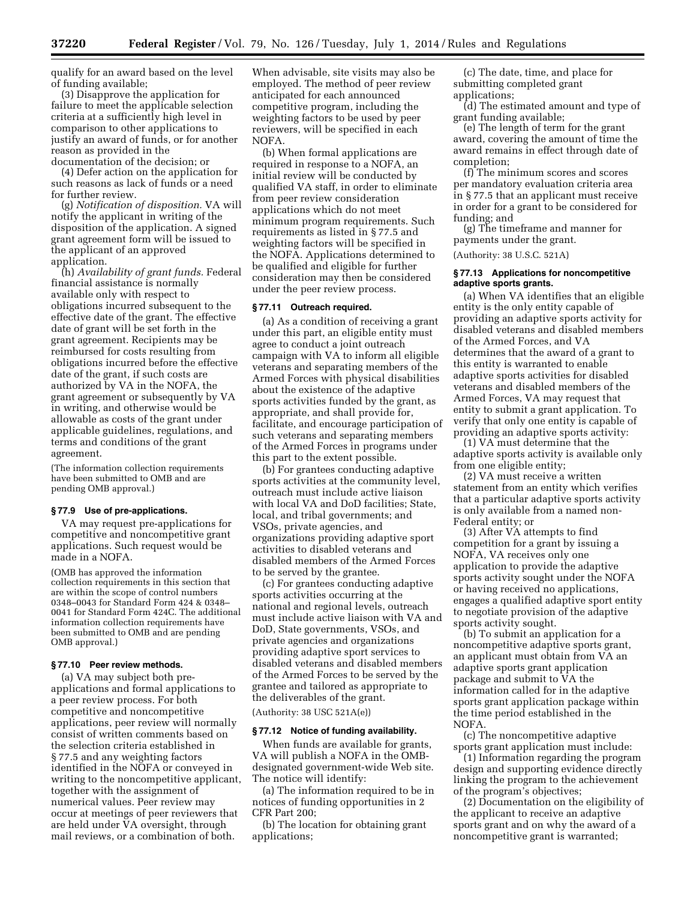qualify for an award based on the level of funding available;

(3) Disapprove the application for failure to meet the applicable selection criteria at a sufficiently high level in comparison to other applications to justify an award of funds, or for another reason as provided in the documentation of the decision; or

(4) Defer action on the application for such reasons as lack of funds or a need for further review.

(g) *Notification of disposition.* VA will notify the applicant in writing of the disposition of the application. A signed grant agreement form will be issued to the applicant of an approved application.

(h) *Availability of grant funds.* Federal financial assistance is normally available only with respect to obligations incurred subsequent to the effective date of the grant. The effective date of grant will be set forth in the grant agreement. Recipients may be reimbursed for costs resulting from obligations incurred before the effective date of the grant, if such costs are authorized by VA in the NOFA, the grant agreement or subsequently by VA in writing, and otherwise would be allowable as costs of the grant under applicable guidelines, regulations, and terms and conditions of the grant agreement.

(The information collection requirements have been submitted to OMB and are pending OMB approval.)

### § 77.9 Use of pre-applications.

VA may request pre-applications for competitive and noncompetitive grant applications. Such request would be made in a NOFA.

(OMB has approved the information collection requirements in this section that are within the scope of control numbers 0348–0043 for Standard Form 424 & 0348–0041 for Standard Form 424C. The additional information collection requirements have been submitted to OMB and are pending OMB approval.)

### § 77.10 Peer review methods.

(a) VA may subject both pre-applications and formal applications to a peer review process. For both competitive and noncompetitive applications, peer review will normally consist of written comments based on the selection criteria established in § 77.5 and any weighting factors identified in the NOFA or conveyed in writing to the noncompetitive applicant, together with the assignment of numerical values. Peer review may occur at meetings of peer reviewers that are held under VA oversight, through mail reviews, or a combination of both. When advisable, site visits may also be employed. The method of peer review anticipated for each announced competitive program, including the weighting factors to be used by peer reviewers, will be specified in each NOFA.

(b) When formal applications are required in response to a NOFA, an initial review will be conducted by qualified VA staff, in order to eliminate from peer review consideration applications which do not meet minimum program requirements. Such requirements as listed in § 77.5 and weighting factors will be specified in the NOFA. Applications determined to be qualified and eligible for further consideration may then be considered under the peer review process.

### § 77.11 Outreach required.

(a) As a condition of receiving a grant under this part, an eligible entity must agree to conduct a joint outreach campaign with VA to inform all eligible veterans and separating members of the Armed Forces with physical disabilities about the existence of the adaptive sports activities funded by the grant, as appropriate, and shall provide for, facilitate, and encourage participation of such veterans and separating members of the Armed Forces in programs under this part to the extent possible.

(b) For grantees conducting adaptive sports activities at the community level, outreach must include active liaison with local VA and DoD facilities; State, local, and tribal governments; and VSOs, private agencies, and organizations providing adaptive sport activities to disabled veterans and disabled members of the Armed Forces to be served by the grantee.

(c) For grantees conducting adaptive sports activities occurring at the national and regional levels, outreach must include active liaison with VA and DoD, State governments, VSOs, and private agencies and organizations providing adaptive sport services to disabled veterans and disabled members of the Armed Forces to be served by the grantee and tailored as appropriate to the deliverables of the grant.

(Authority: 38 USC 521A(e))

### § 77.12 Notice of funding availability.

When funds are available for grants, VA will publish a NOFA in the OMB-designated government-wide Web site. The notice will identify:

(a) The information required to be in notices of funding opportunities in 2 CFR Part 200;

(b) The location for obtaining grant applications;

(c) The date, time, and place for submitting completed grant applications;

(d) The estimated amount and type of grant funding available;

(e) The length of term for the grant award, covering the amount of time the award remains in effect through date of completion;

(f) The minimum scores and scores per mandatory evaluation criteria area in § 77.5 that an applicant must receive in order for a grant to be considered for funding; and

(g) The timeframe and manner for payments under the grant.

(Authority: 38 U.S.C. 521A)

### § 77.13 Applications for noncompetitive adaptive sports grants.

(a) When VA identifies that an eligible entity is the only entity capable of providing an adaptive sports activity for disabled veterans and disabled members of the Armed Forces, and VA determines that the award of a grant to this entity is warranted to enable adaptive sports activities for disabled veterans and disabled members of the Armed Forces, VA may request that entity to submit a grant application. To verify that only one entity is capable of providing an adaptive sports activity:

(1) VA must determine that the adaptive sports activity is available only from one eligible entity;

(2) VA must receive a written statement from an entity which verifies that a particular adaptive sports activity is only available from a named non-Federal entity; or

(3) After VA attempts to find competition for a grant by issuing a NOFA, VA receives only one application to provide the adaptive sports activity sought under the NOFA or having received no applications, engages a qualified adaptive sport entity to negotiate provision of the adaptive sports activity sought.

(b) To submit an application for a noncompetitive adaptive sports grant, an applicant must obtain from VA an adaptive sports grant application package and submit to VA the information called for in the adaptive sports grant application package within the time period established in the NOFA.

(c) The noncompetitive adaptive sports grant application must include:

(1) Information regarding the program design and supporting evidence directly linking the program to the achievement of the program's objectives;

(2) Documentation on the eligibility of the applicant to receive an adaptive sports grant and on why the award of a noncompetitive grant is warranted;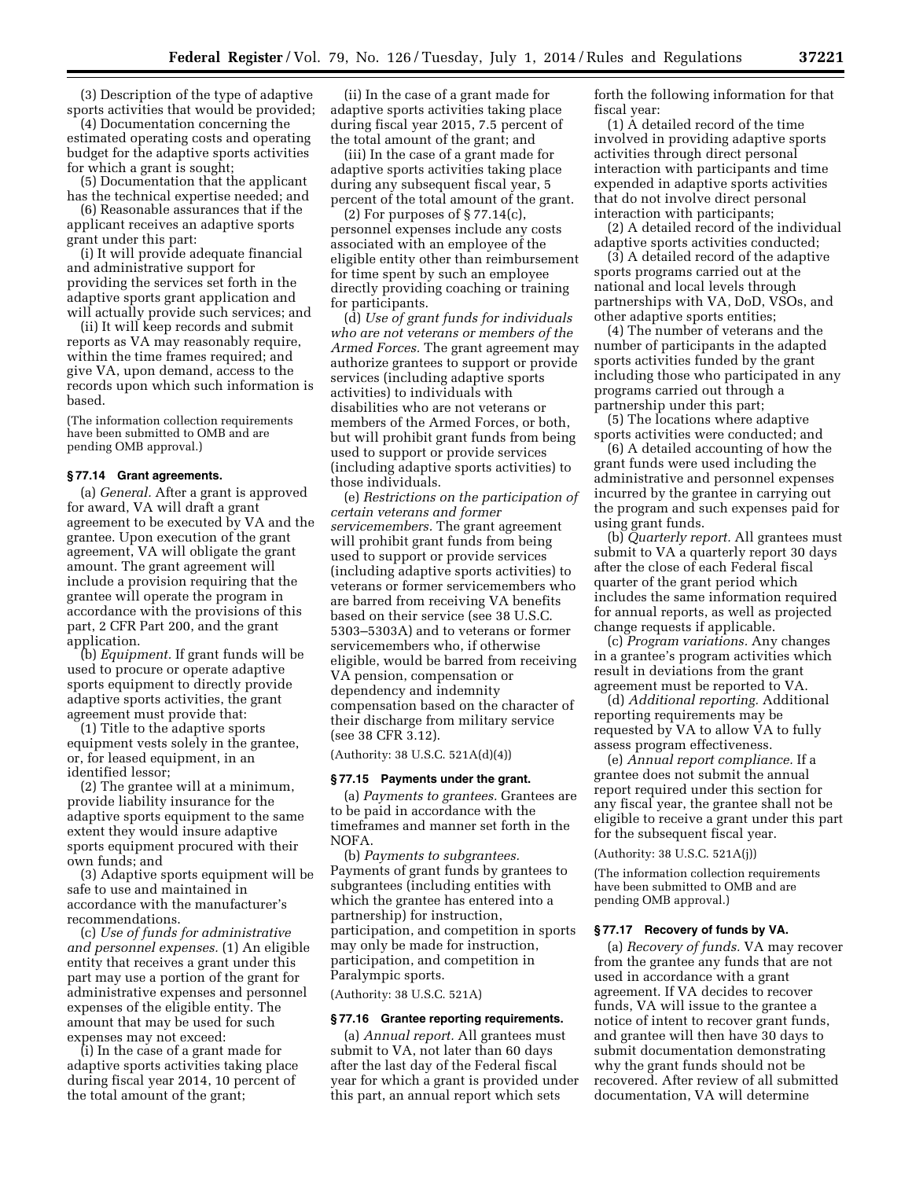(3) Description of the type of adaptive sports activities that would be provided;

(4) Documentation concerning the estimated operating costs and operating budget for the adaptive sports activities for which a grant is sought;

(5) Documentation that the applicant has the technical expertise needed; and

(6) Reasonable assurances that if the applicant receives an adaptive sports grant under this part:

(i) It will provide adequate financial and administrative support for providing the services set forth in the adaptive sports grant application and will actually provide such services; and

(ii) It will keep records and submit reports as VA may reasonably require, within the time frames required; and give VA, upon demand, access to the records upon which such information is based.

(The information collection requirements have been submitted to OMB and are pending OMB approval.)

### § 77.14 Grant agreements.

(a) *General.* After a grant is approved for award, VA will draft a grant agreement to be executed by VA and the grantee. Upon execution of the grant agreement, VA will obligate the grant amount. The grant agreement will include a provision requiring that the grantee will operate the program in accordance with the provisions of this part, 2 CFR Part 200, and the grant application.

(b) *Equipment.* If grant funds will be used to procure or operate adaptive sports equipment to directly provide adaptive sports activities, the grant agreement must provide that:

(1) Title to the adaptive sports equipment vests solely in the grantee, or, for leased equipment, in an identified lessor;

(2) The grantee will at a minimum, provide liability insurance for the adaptive sports equipment to the same extent they would insure adaptive sports equipment procured with their own funds; and

(3) Adaptive sports equipment will be safe to use and maintained in accordance with the manufacturer's recommendations.

(c) *Use of funds for administrative and personnel expenses.* (1) An eligible entity that receives a grant under this part may use a portion of the grant for administrative expenses and personnel expenses of the eligible entity. The amount that may be used for such expenses may not exceed:

(i) In the case of a grant made for adaptive sports activities taking place during fiscal year 2014, 10 percent of the total amount of the grant;

(ii) In the case of a grant made for adaptive sports activities taking place during fiscal year 2015, 7.5 percent of the total amount of the grant; and

(iii) In the case of a grant made for adaptive sports activities taking place during any subsequent fiscal year, 5 percent of the total amount of the grant.

(2) For purposes of § 77.14(c), personnel expenses include any costs associated with an employee of the eligible entity other than reimbursement for time spent by such an employee directly providing coaching or training for participants.

(d) *Use of grant funds for individuals who are not veterans or members of the Armed Forces.* The grant agreement may authorize grantees to support or provide services (including adaptive sports activities) to individuals with disabilities who are not veterans or members of the Armed Forces, or both, but will prohibit grant funds from being used to support or provide services (including adaptive sports activities) to those individuals.

(e) *Restrictions on the participation of certain veterans and former servicemembers.* The grant agreement will prohibit grant funds from being used to support or provide services (including adaptive sports activities) to veterans or former servicemembers who are barred from receiving VA benefits based on their service (see 38 U.S.C. 5303–5303A) and to veterans or former servicemembers who, if otherwise eligible, would be barred from receiving VA pension, compensation or dependency and indemnity compensation based on the character of their discharge from military service (see 38 CFR 3.12).

(Authority: 38 U.S.C. 521A(d)(4))

### § 77.15 Payments under the grant.

(a) *Payments to grantees.* Grantees are to be paid in accordance with the timeframes and manner set forth in the NOFA.

(b) *Payments to subgrantees.* Payments of grant funds by grantees to subgrantees (including entities with which the grantee has entered into a partnership) for instruction, participation, and competition in sports may only be made for instruction, participation, and competition in Paralympic sports.

(Authority: 38 U.S.C. 521A)

### § 77.16 Grantee reporting requirements.

(a) *Annual report.* All grantees must submit to VA, not later than 60 days after the last day of the Federal fiscal year for which a grant is provided under this part, an annual report which sets forth the following information for that fiscal year:

(1) A detailed record of the time involved in providing adaptive sports activities through direct personal interaction with participants and time expended in adaptive sports activities that do not involve direct personal interaction with participants;

(2) A detailed record of the individual adaptive sports activities conducted;

(3) A detailed record of the adaptive sports programs carried out at the national and local levels through partnerships with VA, DoD, VSOs, and other adaptive sports entities;

(4) The number of veterans and the number of participants in the adapted sports activities funded by the grant including those who participated in any programs carried out through a partnership under this part;

(5) The locations where adaptive sports activities were conducted; and

(6) A detailed accounting of how the grant funds were used including the administrative and personnel expenses incurred by the grantee in carrying out the program and such expenses paid for using grant funds.

(b) *Quarterly report.* All grantees must submit to VA a quarterly report 30 days after the close of each Federal fiscal quarter of the grant period which includes the same information required for annual reports, as well as projected change requests if applicable.

(c) *Program variations.* Any changes in a grantee's program activities which result in deviations from the grant agreement must be reported to VA.

(d) *Additional reporting.* Additional reporting requirements may be requested by VA to allow VA to fully assess program effectiveness.

(e) *Annual report compliance.* If a grantee does not submit the annual report required under this section for any fiscal year, the grantee shall not be eligible to receive a grant under this part for the subsequent fiscal year.

(Authority: 38 U.S.C. 521A(j))

(The information collection requirements have been submitted to OMB and are pending OMB approval.)

### § 77.17 Recovery of funds by VA.

(a) *Recovery of funds.* VA may recover from the grantee any funds that are not used in accordance with a grant agreement. If VA decides to recover funds, VA will issue to the grantee a notice of intent to recover grant funds, and grantee will then have 30 days to submit documentation demonstrating why the grant funds should not be recovered. After review of all submitted documentation, VA will determine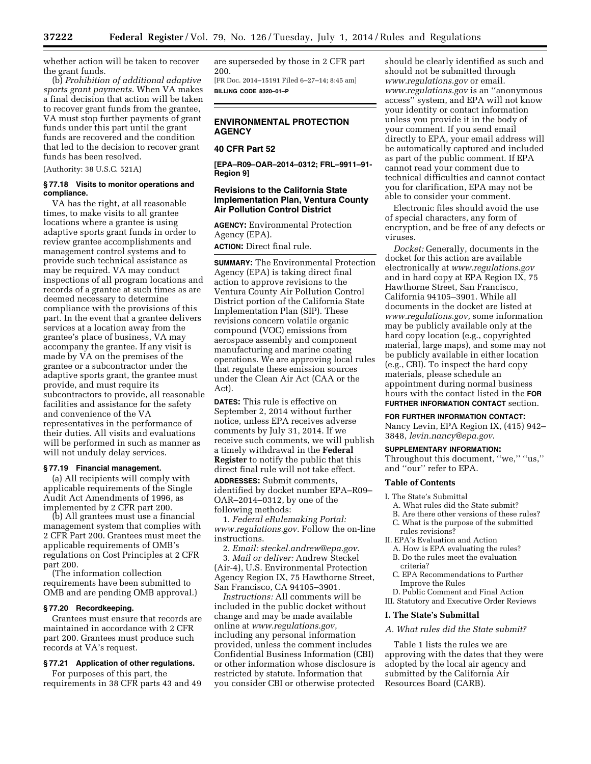whether action will be taken to recover the grant funds.

(b) *Prohibition of additional adaptive sports grant payments.* When VA makes a final decision that action will be taken to recover grant funds from the grantee, VA must stop further payments of grant funds under this part until the grant funds are recovered and the condition that led to the decision to recover grant funds has been resolved.

(Authority: 38 U.S.C. 521A)

### § 77.18 Visits to monitor operations and compliance.

VA has the right, at all reasonable times, to make visits to all grantee locations where a grantee is using adaptive sports grant funds in order to review grantee accomplishments and management control systems and to provide such technical assistance as may be required. VA may conduct inspections of all program locations and records of a grantee at such times as are deemed necessary to determine compliance with the provisions of this part. In the event that a grantee delivers services at a location away from the grantee's place of business, VA may accompany the grantee. If any visit is made by VA on the premises of the grantee or a subcontractor under the adaptive sports grant, the grantee must provide, and must require its subcontractors to provide, all reasonable facilities and assistance for the safety and convenience of the VA representatives in the performance of their duties. All visits and evaluations will be performed in such as manner as will not unduly delay services.

### § 77.19 Financial management.

(a) All recipients will comply with applicable requirements of the Single Audit Act Amendments of 1996, as implemented by 2 CFR part 200.

(b) All grantees must use a financial management system that complies with 2 CFR Part 200. Grantees must meet the applicable requirements of OMB's regulations on Cost Principles at 2 CFR part 200.

(The information collection requirements have been submitted to OMB and are pending OMB approval.)

### § 77.20 Recordkeeping.

Grantees must ensure that records are maintained in accordance with 2 CFR part 200. Grantees must produce such records at VA's request.

### § 77.21 Application of other regulations.

For purposes of this part, the requirements in 38 CFR parts 43 and 49 are superseded by those in 2 CFR part 200.

[FR Doc. 2014–15191 Filed 6–27–14; 8:45 am]

**BILLING CODE 8320–01–P**

---

## ENVIRONMENTAL PROTECTION AGENCY

## 40 CFR Part 52

**[EPA–R09–OAR–2014–0312; FRL–9911–91-Region 9]**

## Revisions to the California State Implementation Plan, Ventura County Air Pollution Control District

**AGENCY:** Environmental Protection Agency (EPA).

**ACTION:** Direct final rule.

**SUMMARY:** The Environmental Protection Agency (EPA) is taking direct final action to approve revisions to the Ventura County Air Pollution Control District portion of the California State Implementation Plan (SIP). These revisions concern volatile organic compound (VOC) emissions from aerospace assembly and component manufacturing and marine coating operations. We are approving local rules that regulate these emission sources under the Clean Air Act (CAA or the Act).

**DATES:** This rule is effective on September 2, 2014 without further notice, unless EPA receives adverse comments by July 31, 2014. If we receive such comments, we will publish a timely withdrawal in the **Federal Register** to notify the public that this direct final rule will not take effect.

**ADDRESSES:** Submit comments, identified by docket number EPA–R09–OAR–2014–0312, by one of the following methods:

1. *Federal eRulemaking Portal: www.regulations.gov*. Follow the on-line instructions.

2. *Email: steckel.andrew@epa.gov*.

3. *Mail or deliver:* Andrew Steckel (Air-4), U.S. Environmental Protection Agency Region IX, 75 Hawthorne Street, San Francisco, CA 94105–3901.

*Instructions:* All comments will be included in the public docket without change and may be made available online at *www.regulations.gov*, including any personal information provided, unless the comment includes Confidential Business Information (CBI) or other information whose disclosure is restricted by statute. Information that you consider CBI or otherwise protected should be clearly identified as such and should not be submitted through *www.regulations.gov* or email. *www.regulations.gov* is an ''anonymous access'' system, and EPA will not know your identity or contact information unless you provide it in the body of your comment. If you send email directly to EPA, your email address will be automatically captured and included as part of the public comment. If EPA cannot read your comment due to technical difficulties and cannot contact you for clarification, EPA may not be able to consider your comment.

Electronic files should avoid the use of special characters, any form of encryption, and be free of any defects or viruses.

*Docket:* Generally, documents in the docket for this action are available electronically at *www.regulations.gov* and in hard copy at EPA Region IX, 75 Hawthorne Street, San Francisco, California 94105–3901. While all documents in the docket are listed at *www.regulations.gov,* some information may be publicly available only at the hard copy location (e.g., copyrighted material, large maps), and some may not be publicly available in either location (e.g., CBI). To inspect the hard copy materials, please schedule an appointment during normal business hours with the contact listed in the **FOR FURTHER INFORMATION CONTACT** section.

**FOR FURTHER INFORMATION CONTACT:** Nancy Levin, EPA Region IX, (415) 942–3848, *levin.nancy@epa.gov*.

**SUPPLEMENTARY INFORMATION:** Throughout this document, ''we,'' ''us,'' and ''our'' refer to EPA.

### Table of Contents

- I. The State's Submittal
  - A. What rules did the State submit?
  - B. Are there other versions of these rules?
  - C. What is the purpose of the submitted rules revisions?
- II. EPA's Evaluation and Action
  - A. How is EPA evaluating the rules?
  - B. Do the rules meet the evaluation criteria?
  - C. EPA Recommendations to Further Improve the Rules
  - D. Public Comment and Final Action
- III. Statutory and Executive Order Reviews

### I. The State's Submittal

#### *A. What rules did the State submit?*

Table 1 lists the rules we are approving with the dates that they were adopted by the local air agency and submitted by the California Air Resources Board (CARB).